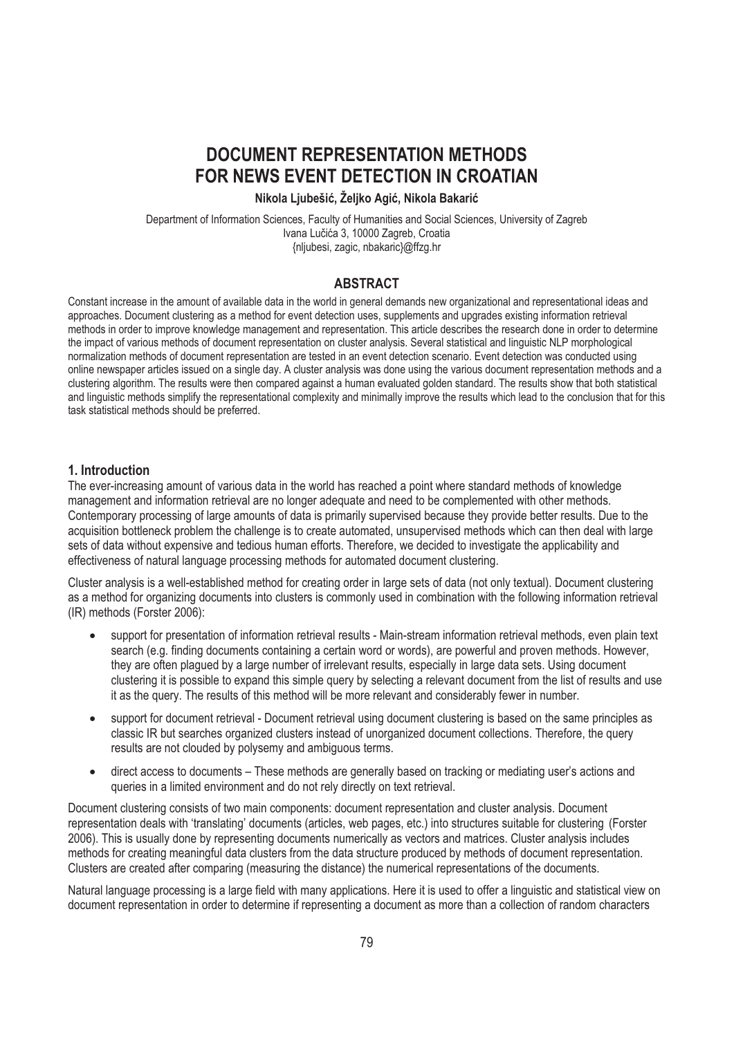# DOCUMENT REPRESENTATION METHODS FOR NEWS EVENT DETECTION IN CROATIAN

**Nikola Ljubešić, Željko Agić, Nikola Bakarić**

Department of Information Sciences, Faculty of Humanities and Social Sciences, University of Zagreb
Ivana Lučića 3, 10000 Zagreb, Croatia
{nljubesi, zagic, nbakaric}@ffzg.hr

## ABSTRACT

Constant increase in the amount of available data in the world in general demands new organizational and representational ideas and approaches. Document clustering as a method for event detection uses, supplements and upgrades existing information retrieval methods in order to improve knowledge management and representation. This article describes the research done in order to determine the impact of various methods of document representation on cluster analysis. Several statistical and linguistic NLP morphological normalization methods of document representation are tested in an event detection scenario. Event detection was conducted using online newspaper articles issued on a single day. A cluster analysis was done using the various document representation methods and a clustering algorithm. The results were then compared against a human evaluated golden standard. The results show that both statistical and linguistic methods simplify the representational complexity and minimally improve the results which lead to the conclusion that for this task statistical methods should be preferred.

## 1. Introduction

The ever-increasing amount of various data in the world has reached a point where standard methods of knowledge management and information retrieval are no longer adequate and need to be complemented with other methods. Contemporary processing of large amounts of data is primarily supervised because they provide better results. Due to the acquisition bottleneck problem the challenge is to create automated, unsupervised methods which can then deal with large sets of data without expensive and tedious human efforts. Therefore, we decided to investigate the applicability and effectiveness of natural language processing methods for automated document clustering.

Cluster analysis is a well-established method for creating order in large sets of data (not only textual). Document clustering as a method for organizing documents into clusters is commonly used in combination with the following information retrieval (IR) methods (Forster 2006):

- support for presentation of information retrieval results - Main-stream information retrieval methods, even plain text search (e.g. finding documents containing a certain word or words), are powerful and proven methods. However, they are often plagued by a large number of irrelevant results, especially in large data sets. Using document clustering it is possible to expand this simple query by selecting a relevant document from the list of results and use it as the query. The results of this method will be more relevant and considerably fewer in number.
- support for document retrieval - Document retrieval using document clustering is based on the same principles as classic IR but searches organized clusters instead of unorganized document collections. Therefore, the query results are not clouded by polysemy and ambiguous terms.
- direct access to documents – These methods are generally based on tracking or mediating user's actions and queries in a limited environment and do not rely directly on text retrieval.

Document clustering consists of two main components: document representation and cluster analysis. Document representation deals with 'translating' documents (articles, web pages, etc.) into structures suitable for clustering (Forster 2006). This is usually done by representing documents numerically as vectors and matrices. Cluster analysis includes methods for creating meaningful data clusters from the data structure produced by methods of document representation. Clusters are created after comparing (measuring the distance) the numerical representations of the documents.

Natural language processing is a large field with many applications. Here it is used to offer a linguistic and statistical view on document representation in order to determine if representing a document as more than a collection of random characters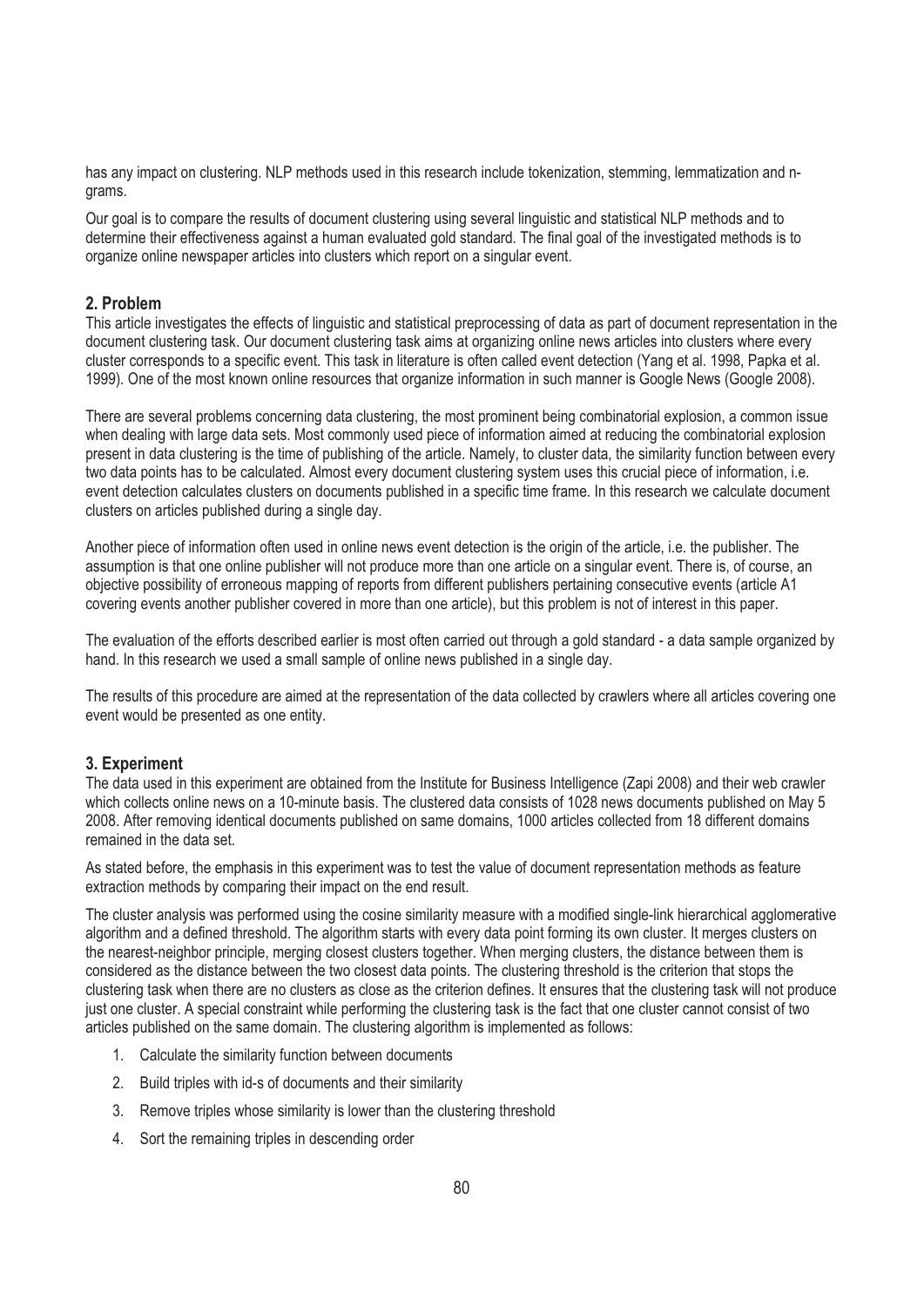has any impact on clustering. NLP methods used in this research include tokenization, stemming, lemmatization and n-grams.

Our goal is to compare the results of document clustering using several linguistic and statistical NLP methods and to determine their effectiveness against a human evaluated gold standard. The final goal of the investigated methods is to organize online newspaper articles into clusters which report on a singular event.

## 2. Problem

This article investigates the effects of linguistic and statistical preprocessing of data as part of document representation in the document clustering task. Our document clustering task aims at organizing online news articles into clusters where every cluster corresponds to a specific event. This task in literature is often called event detection (Yang et al. 1998, Papka et al. 1999). One of the most known online resources that organize information in such manner is Google News (Google 2008).

There are several problems concerning data clustering, the most prominent being combinatorial explosion, a common issue when dealing with large data sets. Most commonly used piece of information aimed at reducing the combinatorial explosion present in data clustering is the time of publishing of the article. Namely, to cluster data, the similarity function between every two data points has to be calculated. Almost every document clustering system uses this crucial piece of information, i.e. event detection calculates clusters on documents published in a specific time frame. In this research we calculate document clusters on articles published during a single day.

Another piece of information often used in online news event detection is the origin of the article, i.e. the publisher. The assumption is that one online publisher will not produce more than one article on a singular event. There is, of course, an objective possibility of erroneous mapping of reports from different publishers pertaining consecutive events (article A1 covering events another publisher covered in more than one article), but this problem is not of interest in this paper.

The evaluation of the efforts described earlier is most often carried out through a gold standard - a data sample organized by hand. In this research we used a small sample of online news published in a single day.

The results of this procedure are aimed at the representation of the data collected by crawlers where all articles covering one event would be presented as one entity.

## 3. Experiment

The data used in this experiment are obtained from the Institute for Business Intelligence (Zapi 2008) and their web crawler which collects online news on a 10-minute basis. The clustered data consists of 1028 news documents published on May 5 2008. After removing identical documents published on same domains, 1000 articles collected from 18 different domains remained in the data set.

As stated before, the emphasis in this experiment was to test the value of document representation methods as feature extraction methods by comparing their impact on the end result.

The cluster analysis was performed using the cosine similarity measure with a modified single-link hierarchical agglomerative algorithm and a defined threshold. The algorithm starts with every data point forming its own cluster. It merges clusters on the nearest-neighbor principle, merging closest clusters together. When merging clusters, the distance between them is considered as the distance between the two closest data points. The clustering threshold is the criterion that stops the clustering task when there are no clusters as close as the criterion defines. It ensures that the clustering task will not produce just one cluster. A special constraint while performing the clustering task is the fact that one cluster cannot consist of two articles published on the same domain. The clustering algorithm is implemented as follows:

1. Calculate the similarity function between documents
2. Build triples with id-s of documents and their similarity
3. Remove triples whose similarity is lower than the clustering threshold
4. Sort the remaining triples in descending order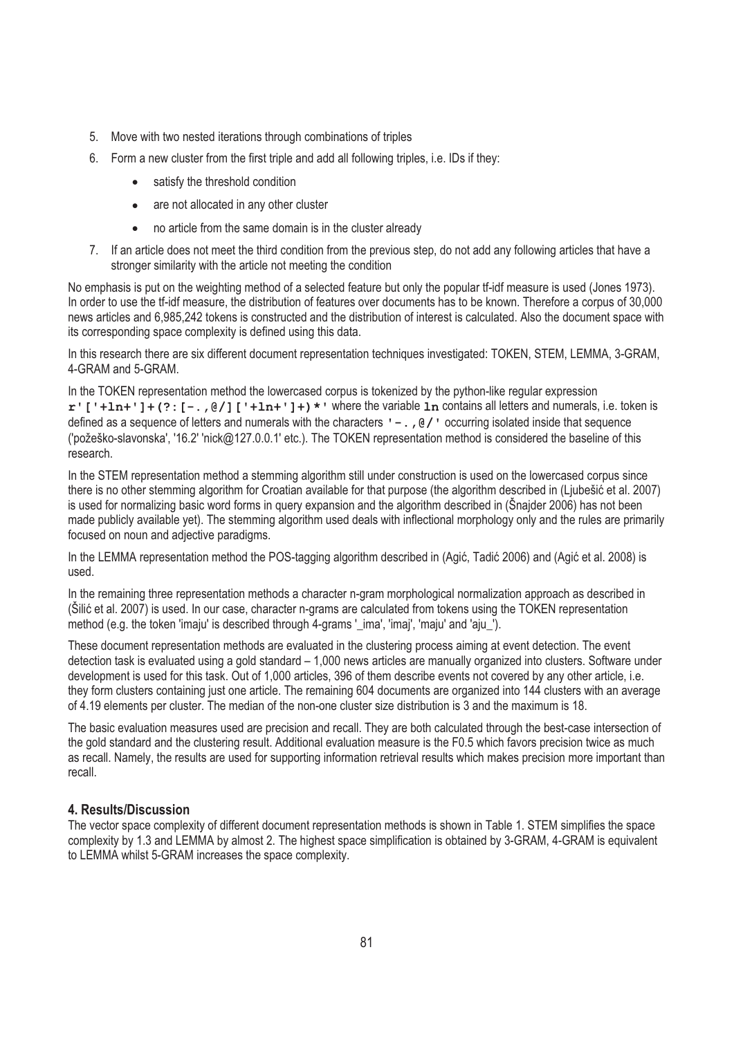5. Move with two nested iterations through combinations of triples
6. Form a new cluster from the first triple and add all following triples, i.e. IDs if they:
   - satisfy the threshold condition
   - are not allocated in any other cluster
   - no article from the same domain is in the cluster already
7. If an article does not meet the third condition from the previous step, do not add any following articles that have a stronger similarity with the article not meeting the condition

No emphasis is put on the weighting method of a selected feature but only the popular tf-idf measure is used (Jones 1973). In order to use the tf-idf measure, the distribution of features over documents has to be known. Therefore a corpus of 30,000 news articles and 6,985,242 tokens is constructed and the distribution of interest is calculated. Also the document space with its corresponding space complexity is defined using this data.

In this research there are six different document representation techniques investigated: TOKEN, STEM, LEMMA, 3-GRAM, 4-GRAM and 5-GRAM.

In the TOKEN representation method the lowercased corpus is tokenized by the python-like regular expression `r'['+ln+']+(?:[-.,@/]['+ln+']+)*'` where the variable `ln` contains all letters and numerals, i.e. token is defined as a sequence of letters and numerals with the characters `'-.,@/'` occurring isolated inside that sequence ('požeško-slavonska', '16.2' 'nick@127.0.0.1' etc.). The TOKEN representation method is considered the baseline of this research.

In the STEM representation method a stemming algorithm still under construction is used on the lowercased corpus since there is no other stemming algorithm for Croatian available for that purpose (the algorithm described in (Ljubešić et al. 2007) is used for normalizing basic word forms in query expansion and the algorithm described in (Šnajder 2006) has not been made publicly available yet). The stemming algorithm used deals with inflectional morphology only and the rules are primarily focused on noun and adjective paradigms.

In the LEMMA representation method the POS-tagging algorithm described in (Agić, Tadić 2006) and (Agić et al. 2008) is used.

In the remaining three representation methods a character n-gram morphological normalization approach as described in (Šilić et al. 2007) is used. In our case, character n-grams are calculated from tokens using the TOKEN representation method (e.g. the token 'imaju' is described through 4-grams '_ima', 'imaj', 'maju' and 'aju_').

These document representation methods are evaluated in the clustering process aiming at event detection. The event detection task is evaluated using a gold standard – 1,000 news articles are manually organized into clusters. Software under development is used for this task. Out of 1,000 articles, 396 of them describe events not covered by any other article, i.e. they form clusters containing just one article. The remaining 604 documents are organized into 144 clusters with an average of 4.19 elements per cluster. The median of the non-one cluster size distribution is 3 and the maximum is 18.

The basic evaluation measures used are precision and recall. They are both calculated through the best-case intersection of the gold standard and the clustering result. Additional evaluation measure is the F0.5 which favors precision twice as much as recall. Namely, the results are used for supporting information retrieval results which makes precision more important than recall.

## 4. Results/Discussion

The vector space complexity of different document representation methods is shown in Table 1. STEM simplifies the space complexity by 1.3 and LEMMA by almost 2. The highest space simplification is obtained by 3-GRAM, 4-GRAM is equivalent to LEMMA whilst 5-GRAM increases the space complexity.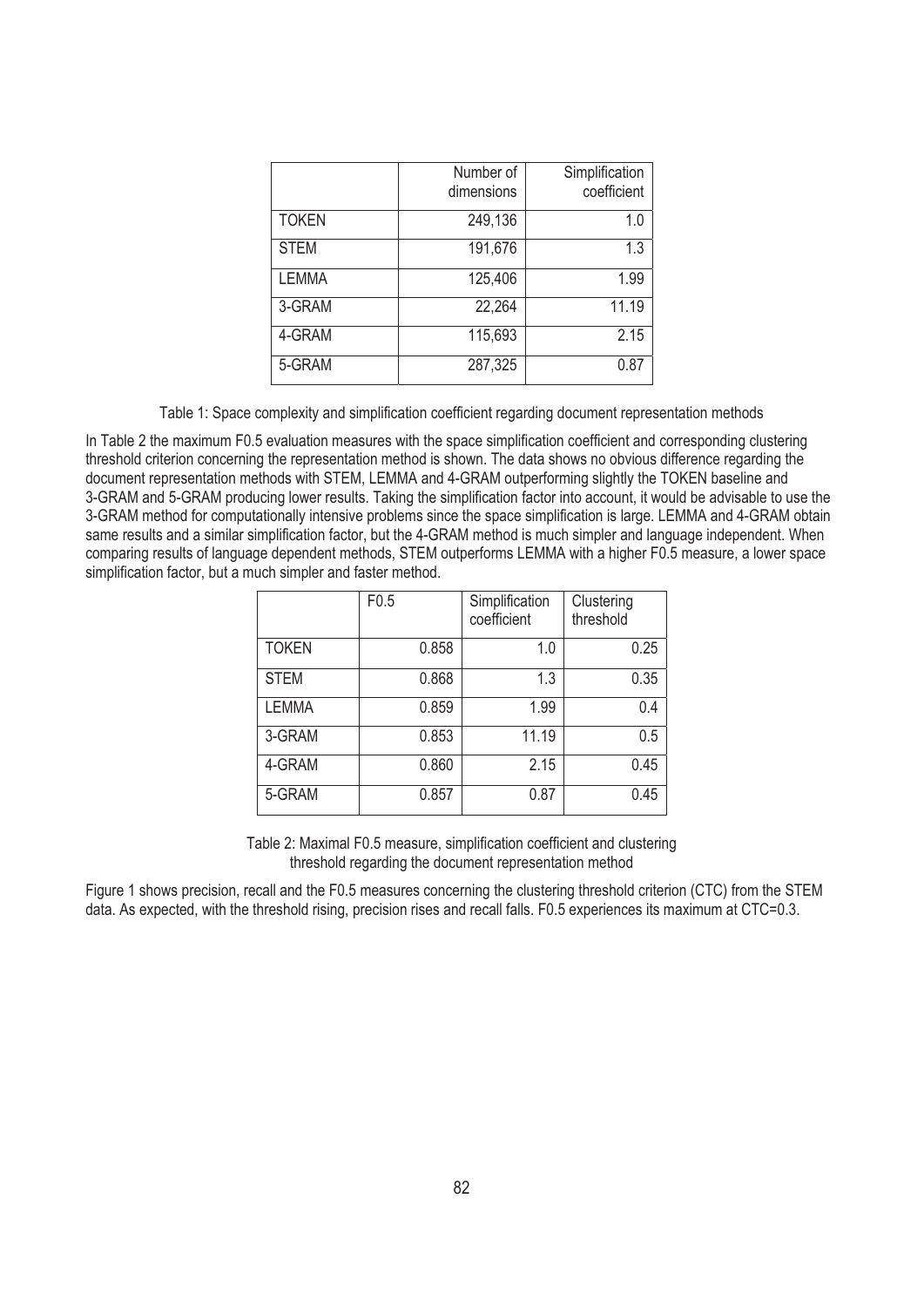| | Number of dimensions | Simplification coefficient |
|---|---|---|
| TOKEN | 249,136 | 1.0 |
| STEM | 191,676 | 1.3 |
| LEMMA | 125,406 | 1.99 |
| 3-GRAM | 22,264 | 11.19 |
| 4-GRAM | 115,693 | 2.15 |
| 5-GRAM | 287,325 | 0.87 |

Table 1: Space complexity and simplification coefficient regarding document representation methods

In Table 2 the maximum F0.5 evaluation measures with the space simplification coefficient and corresponding clustering threshold criterion concerning the representation method is shown. The data shows no obvious difference regarding the document representation methods with STEM, LEMMA and 4-GRAM outperforming slightly the TOKEN baseline and 3-GRAM and 5-GRAM producing lower results. Taking the simplification factor into account, it would be advisable to use the 3-GRAM method for computationally intensive problems since the space simplification is large. LEMMA and 4-GRAM obtain same results and a similar simplification factor, but the 4-GRAM method is much simpler and language independent. When comparing results of language dependent methods, STEM outperforms LEMMA with a higher F0.5 measure, a lower space simplification factor, but a much simpler and faster method.

| | F0.5 | Simplification coefficient | Clustering threshold |
|---|---|---|---|
| TOKEN | 0.858 | 1.0 | 0.25 |
| STEM | 0.868 | 1.3 | 0.35 |
| LEMMA | 0.859 | 1.99 | 0.4 |
| 3-GRAM | 0.853 | 11.19 | 0.5 |
| 4-GRAM | 0.860 | 2.15 | 0.45 |
| 5-GRAM | 0.857 | 0.87 | 0.45 |

Table 2: Maximal F0.5 measure, simplification coefficient and clustering threshold regarding the document representation method

Figure 1 shows precision, recall and the F0.5 measures concerning the clustering threshold criterion (CTC) from the STEM data. As expected, with the threshold rising, precision rises and recall falls. F0.5 experiences its maximum at CTC=0.3.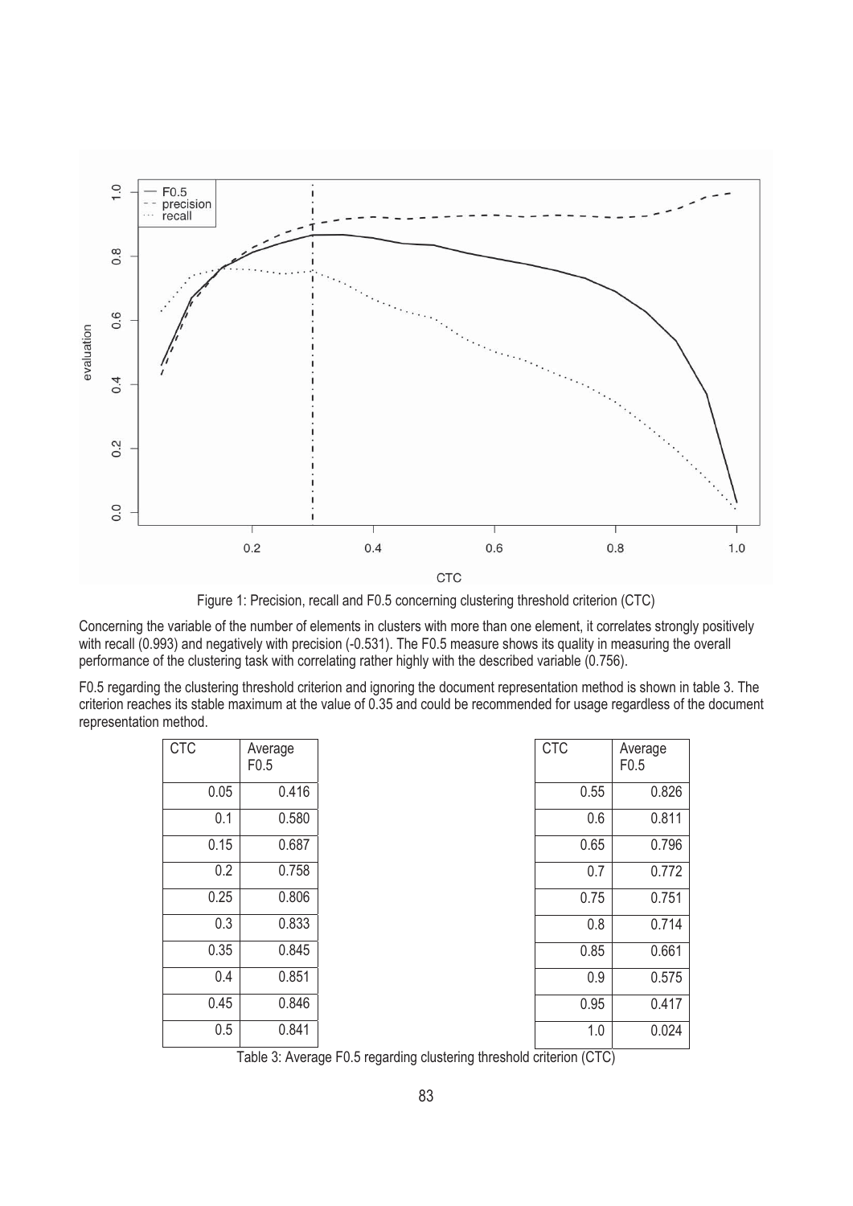Figure 1: Precision, recall and F0.5 concerning clustering threshold criterion (CTC)

Concerning the variable of the number of elements in clusters with more than one element, it correlates strongly positively with recall (0.993) and negatively with precision (-0.531). The F0.5 measure shows its quality in measuring the overall performance of the clustering task with correlating rather highly with the described variable (0.756).

F0.5 regarding the clustering threshold criterion and ignoring the document representation method is shown in table 3. The criterion reaches its stable maximum at the value of 0.35 and could be recommended for usage regardless of the document representation method.

| CTC | Average F0.5 |
|---|---|
| 0.05 | 0.416 |
| 0.1 | 0.580 |
| 0.15 | 0.687 |
| 0.2 | 0.758 |
| 0.25 | 0.806 |
| 0.3 | 0.833 |
| 0.35 | 0.845 |
| 0.4 | 0.851 |
| 0.45 | 0.846 |
| 0.5 | 0.841 |

| CTC | Average F0.5 |
|---|---|
| 0.55 | 0.826 |
| 0.6 | 0.811 |
| 0.65 | 0.796 |
| 0.7 | 0.772 |
| 0.75 | 0.751 |
| 0.8 | 0.714 |
| 0.85 | 0.661 |
| 0.9 | 0.575 |
| 0.95 | 0.417 |
| 1.0 | 0.024 |

Table 3: Average F0.5 regarding clustering threshold criterion (CTC)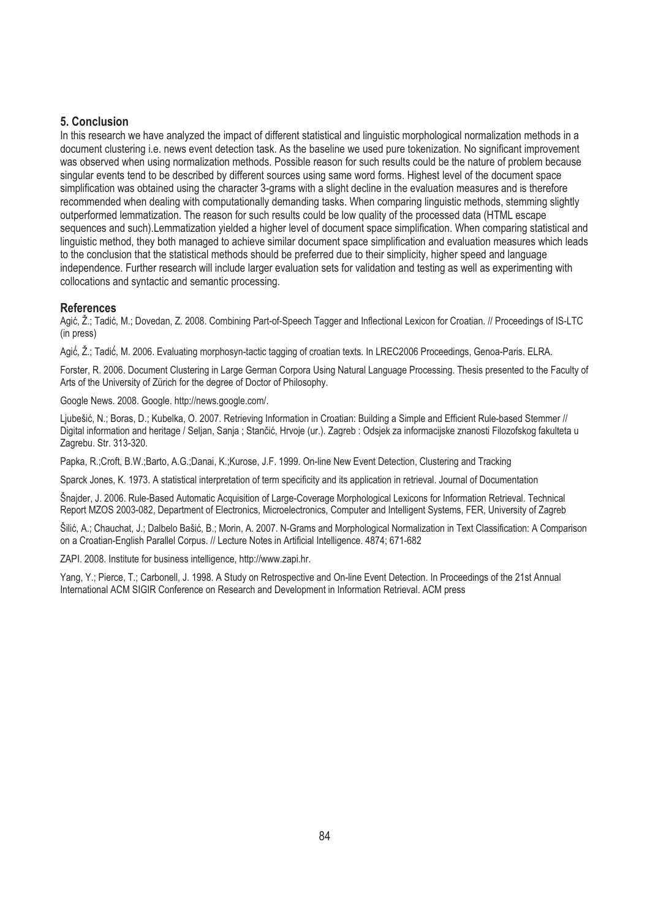## 5. Conclusion

In this research we have analyzed the impact of different statistical and linguistic morphological normalization methods in a document clustering i.e. news event detection task. As the baseline we used pure tokenization. No significant improvement was observed when using normalization methods. Possible reason for such results could be the nature of problem because singular events tend to be described by different sources using same word forms. Highest level of the document space simplification was obtained using the character 3-grams with a slight decline in the evaluation measures and is therefore recommended when dealing with computationally demanding tasks. When comparing linguistic methods, stemming slightly outperformed lemmatization. The reason for such results could be low quality of the processed data (HTML escape sequences and such).Lemmatization yielded a higher level of document space simplification. When comparing statistical and linguistic method, they both managed to achieve similar document space simplification and evaluation measures which leads to the conclusion that the statistical methods should be preferred due to their simplicity, higher speed and language independence. Further research will include larger evaluation sets for validation and testing as well as experimenting with collocations and syntactic and semantic processing.

## References

Agić, Ž.; Tadić, M.; Dovedan, Z. 2008. Combining Part-of-Speech Tagger and Inflectional Lexicon for Croatian. // Proceedings of IS-LTC (in press)

Agić, Ž.; Tadić, M. 2006. Evaluating morphosyn-tactic tagging of croatian texts. In LREC2006 Proceedings, Genoa-Paris. ELRA.

Forster, R. 2006. Document Clustering in Large German Corpora Using Natural Language Processing. Thesis presented to the Faculty of Arts of the University of Zürich for the degree of Doctor of Philosophy.

Google News. 2008. Google. http://news.google.com/.

Ljubešić, N.; Boras, D.; Kubelka, O. 2007. Retrieving Information in Croatian: Building a Simple and Efficient Rule-based Stemmer // Digital information and heritage / Seljan, Sanja ; Stančić, Hrvoje (ur.). Zagreb : Odsjek za informacijske znanosti Filozofskog fakulteta u Zagrebu. Str. 313-320.

Papka, R.;Croft, B.W.;Barto, A.G.;Danai, K.;Kurose, J.F. 1999. On-line New Event Detection, Clustering and Tracking

Sparck Jones, K. 1973. A statistical interpretation of term specificity and its application in retrieval. Journal of Documentation

Šnajder, J. 2006. Rule-Based Automatic Acquisition of Large-Coverage Morphological Lexicons for Information Retrieval. Technical Report MZOS 2003-082, Department of Electronics, Microelectronics, Computer and Intelligent Systems, FER, University of Zagreb

Šilić, A.; Chauchat, J.; Dalbelo Bašić, B.; Morin, A. 2007. N-Grams and Morphological Normalization in Text Classification: A Comparison on a Croatian-English Parallel Corpus. // Lecture Notes in Artificial Intelligence. 4874; 671-682

ZAPI. 2008. Institute for business intelligence, http://www.zapi.hr.

Yang, Y.; Pierce, T.; Carbonell, J. 1998. A Study on Retrospective and On-line Event Detection. In Proceedings of the 21st Annual International ACM SIGIR Conference on Research and Development in Information Retrieval. ACM press